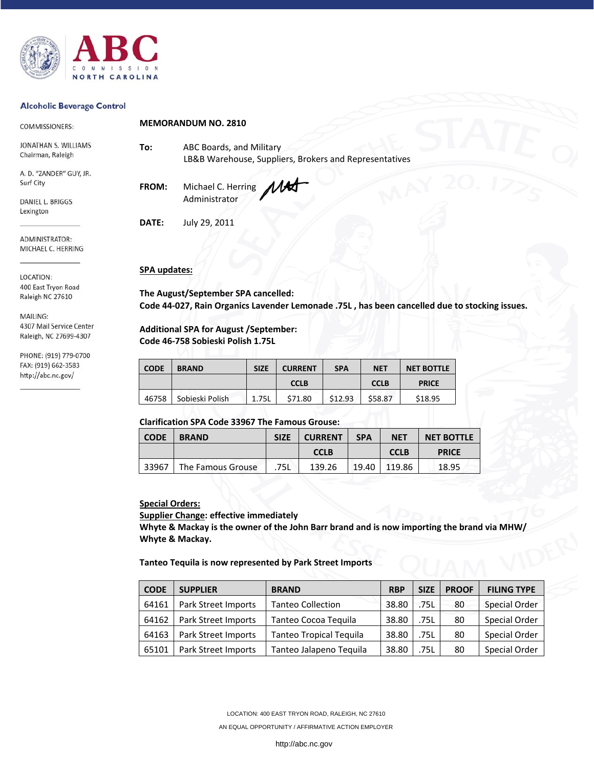**ABC COMMISSION NORTH CAROLINA**

**Alcoholic Beverage Control**

COMMISSIONERS:

JONATHAN S. WILLIAMS
Chairman, Raleigh

A. D. "ZANDER" GUY, JR.
Surf City

DANIEL L. BRIGGS
Lexington

ADMINISTRATOR:
MICHAEL C. HERRING

LOCATION:
400 East Tryon Road
Raleigh NC 27610

MAILING:
4307 Mail Service Center
Raleigh, NC 27699-4307

PHONE: (919) 779-0700
FAX: (919) 662-3583
http://abc.nc.gov/

**MEMORANDUM NO. 2810**

**To:** ABC Boards, and Military
LB&B Warehouse, Suppliers, Brokers and Representatives

**FROM:** Michael C. Herring
Administrator

**DATE:** July 29, 2011

**SPA updates:**

**The August/September SPA cancelled:**
**Code 44-027, Rain Organics Lavender Lemonade .75L , has been cancelled due to stocking issues.**

**Additional SPA for August /September:**
**Code 46-758 Sobieski Polish 1.75L**

| CODE | BRAND | SIZE | CURRENT | SPA | NET | NET BOTTLE |
|---|---|---|---|---|---|---|
| | | | CCLB | | CCLB | PRICE |
| 46758 | Sobieski Polish | 1.75L | $71.80 | $12.93 | $58.87 | $18.95 |

**Clarification SPA Code 33967 The Famous Grouse:**

| CODE | BRAND | SIZE | CURRENT | SPA | NET | NET BOTTLE |
|---|---|---|---|---|---|---|
| | | | CCLB | | CCLB | PRICE |
| 33967 | The Famous Grouse | .75L | 139.26 | 19.40 | 119.86 | 18.95 |

**Special Orders:**
**Supplier Change: effective immediately**
**Whyte & Mackay is the owner of the John Barr brand and is now importing the brand via MHW/ Whyte & Mackay.**

**Tanteo Tequila is now represented by Park Street Imports**

| CODE | SUPPLIER | BRAND | RBP | SIZE | PROOF | FILING TYPE |
|---|---|---|---|---|---|---|
| 64161 | Park Street Imports | Tanteo Collection | 38.80 | .75L | 80 | Special Order |
| 64162 | Park Street Imports | Tanteo Cocoa Tequila | 38.80 | .75L | 80 | Special Order |
| 64163 | Park Street Imports | Tanteo Tropical Tequila | 38.80 | .75L | 80 | Special Order |
| 65101 | Park Street Imports | Tanteo Jalapeno Tequila | 38.80 | .75L | 80 | Special Order |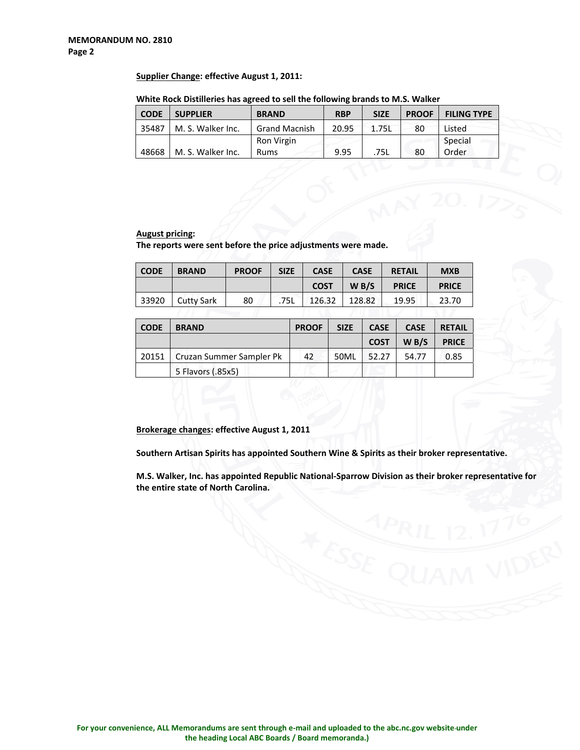**Supplier Change: effective August 1, 2011:**

**White Rock Distilleries has agreed to sell the following brands to M.S. Walker**

| CODE | SUPPLIER | BRAND | RBP | SIZE | PROOF | FILING TYPE |
|---|---|---|---|---|---|---|
| 35487 | M. S. Walker Inc. | Grand Macnish | 20.95 | 1.75L | 80 | Listed |
| 48668 | M. S. Walker Inc. | Ron Virgin Rums | 9.95 | .75L | 80 | Special Order |

**August pricing:**
**The reports were sent before the price adjustments were made.**

| CODE | BRAND | PROOF | SIZE | CASE COST | CASE W B/S | RETAIL PRICE | MXB PRICE |
|---|---|---|---|---|---|---|---|
| 33920 | Cutty Sark | 80 | .75L | 126.32 | 128.82 | 19.95 | 23.70 |

| CODE | BRAND | PROOF | SIZE | CASE COST | CASE W B/S | RETAIL PRICE |
|---|---|---|---|---|---|---|
| 20151 | Cruzan Summer Sampler Pk | 42 | 50ML | 52.27 | 54.77 | 0.85 |
| | 5 Flavors (.85x5) | | | | | |

**Brokerage changes: effective August 1, 2011**

**Southern Artisan Spirits has appointed Southern Wine & Spirits as their broker representative.**

**M.S. Walker, Inc. has appointed Republic National-Sparrow Division as their broker representative for the entire state of North Carolina.**

**For your convenience, ALL Memorandums are sent through e-mail and uploaded to the abc.nc.gov website under the heading Local ABC Boards / Board memoranda.)**